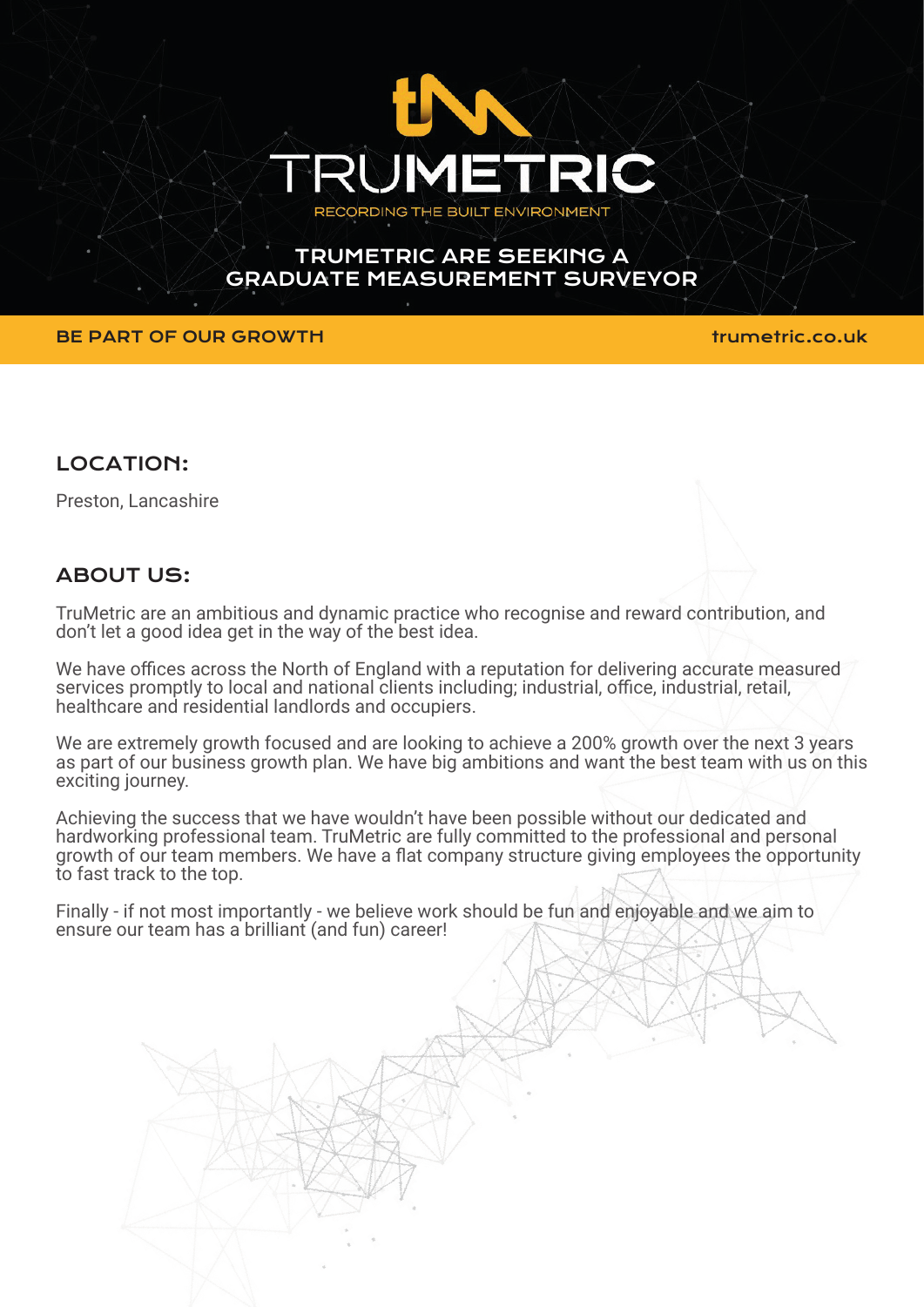# TRUMETRIC

RECORDING THE BUILT ENVIRONMENT

## TRUMETRIC ARE SEEKING A GRADUATE MEASUREMENT SURVEYOR

**BE PART OF OUR GROWTH** trumetric.co.uk

### LOCATION:

Preston, Lancashire

### ABOUT US:

TruMetric are an ambitious and dynamic practice who recognise and reward contribution, and don't let a good idea get in the way of the best idea.

We have offices across the North of England with a reputation for delivering accurate measured services promptly to local and national clients including; industrial, office, industrial, retail, healthcare and residential landlords and occupiers.

We are extremely growth focused and are looking to achieve a 200% growth over the next 3 years as part of our business growth plan. We have big ambitions and want the best team with us on this exciting journey.

Achieving the success that we have wouldn't have been possible without our dedicated and hardworking professional team. TruMetric are fully committed to the professional and personal growth of our team members. We have a flat company structure giving employees the opportunity to fast track to the top.

Finally - if not most importantly - we believe work should be fun and enjoyable and we aim to ensure our team has a brilliant (and fun) career!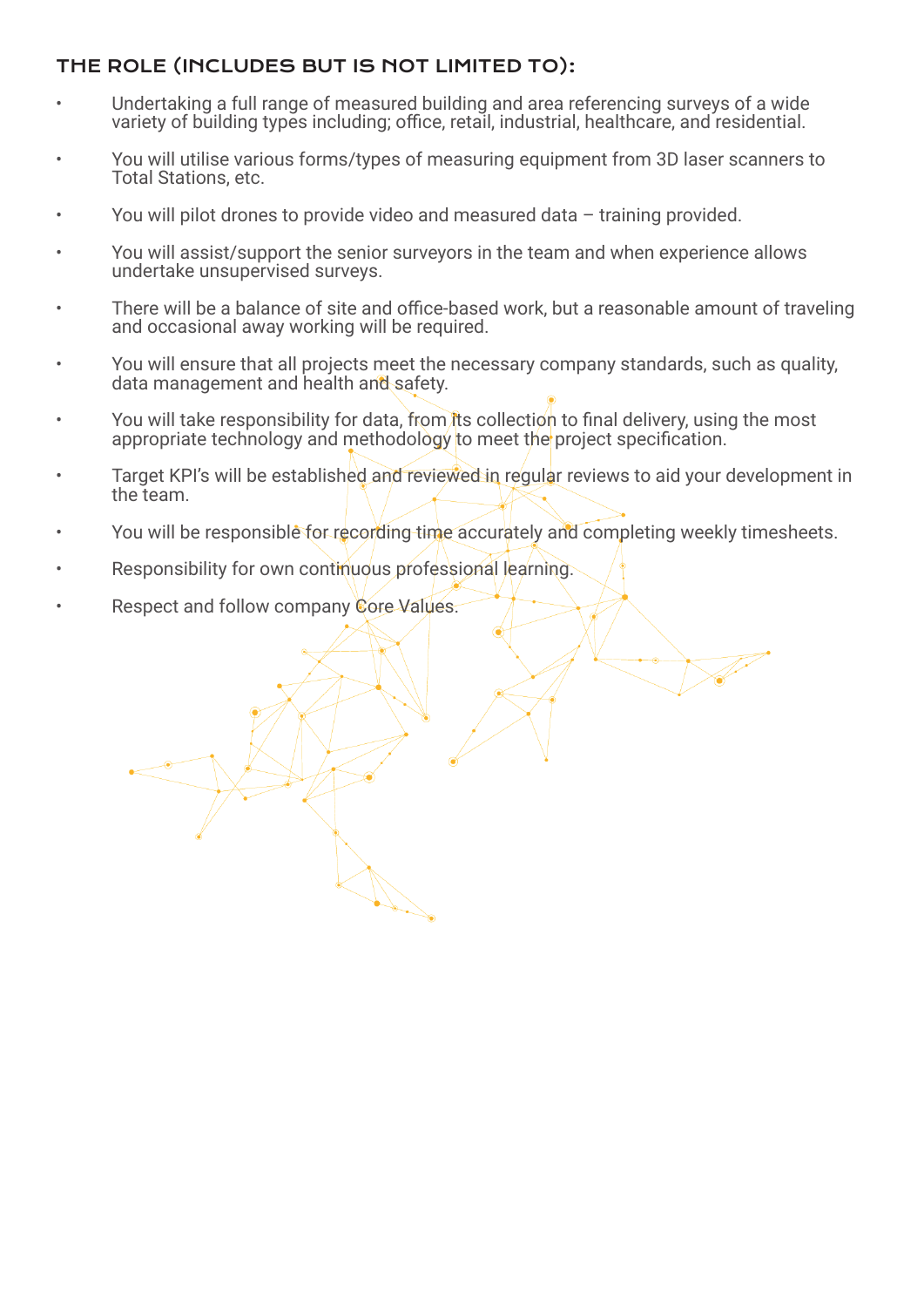## THE ROLE (INCLUDES BUT IS NOT LIMITED TO):

- Undertaking a full range of measured building and area referencing surveys of a wide variety of building types including; office, retail, industrial, healthcare, and residential.
- You will utilise various forms/types of measuring equipment from 3D laser scanners to Total Stations, etc.
- You will pilot drones to provide video and measured data – training provided.
- You will assist/support the senior surveyors in the team and when experience allows undertake unsupervised surveys.
- There will be a balance of site and office-based work, but a reasonable amount of traveling and occasional away working will be required.
- You will ensure that all projects meet the necessary company standards, such as quality, data management and health and safety.
- You will take responsibility for data, from its collection to final delivery, using the most appropriate technology and methodology to meet the project specification.
- Target KPI's will be established and reviewed in regular reviews to aid your development in the team.
- You will be responsible for recording time accurately and completing weekly timesheets.
- Responsibility for own continuous professional learning.
- Respect and follow company Core Values.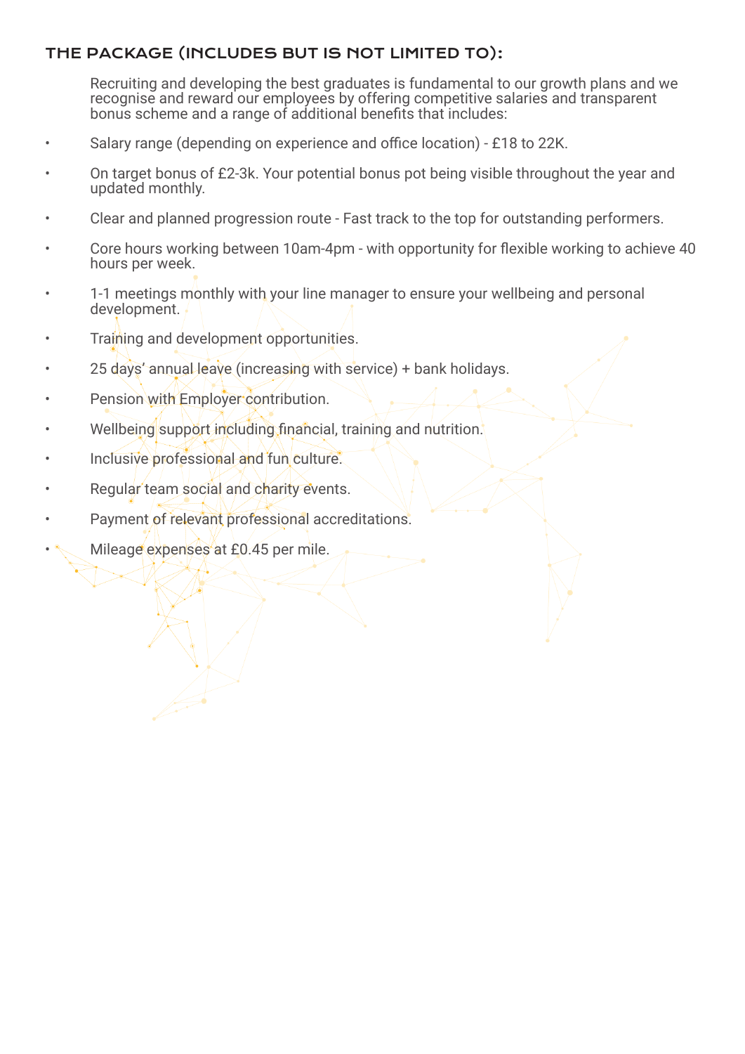## THE PACKAGE (INCLUDES BUT IS NOT LIMITED TO):

Recruiting and developing the best graduates is fundamental to our growth plans and we recognise and reward our employees by offering competitive salaries and transparent bonus scheme and a range of additional benefits that includes:

- Salary range (depending on experience and office location) - £18 to 22K.
- On target bonus of £2-3k. Your potential bonus pot being visible throughout the year and updated monthly.
- Clear and planned progression route - Fast track to the top for outstanding performers.
- Core hours working between 10am-4pm - with opportunity for flexible working to achieve 40 hours per week.
- 1-1 meetings monthly with your line manager to ensure your wellbeing and personal development.
- Training and development opportunities.
- 25 days' annual leave (increasing with service) + bank holidays.
- Pension with Employer contribution.
- Wellbeing support including financial, training and nutrition.
- Inclusive professional and fun culture.
- Regular team social and charity events.
- Payment of relevant professional accreditations.
- Mileage expenses at £0.45 per mile.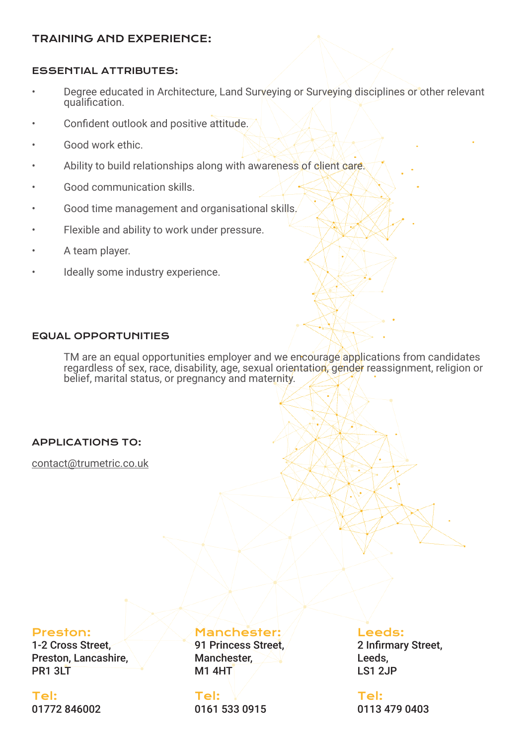## TRAINING AND EXPERIENCE:

### ESSENTIAL ATTRIBUTES:

- Degree educated in Architecture, Land Surveying or Surveying disciplines or other relevant qualification.
- Confident outlook and positive attitude.
- Good work ethic.
- Ability to build relationships along with awareness of client care.
- Good communication skills.
- Good time management and organisational skills.
- Flexible and ability to work under pressure.
- A team player.
- Ideally some industry experience.

### EQUAL OPPORTUNITIES

TM are an equal opportunities employer and we encourage applications from candidates regardless of sex, race, disability, age, sexual orientation, gender reassignment, religion or belief, marital status, or pregnancy and maternity.

### APPLICATIONS TO:

contact@trumetric.co.uk

**Preston:**
1-2 Cross Street,
Preston, Lancashire,
PR1 3LT

**Tel:**
01772 846002

**Manchester:**
91 Princess Street,
Manchester,
M1 4HT

**Tel:**
0161 533 0915

**Leeds:**
2 Infirmary Street,
Leeds,
LS1 2JP

**Tel:**
0113 479 0403